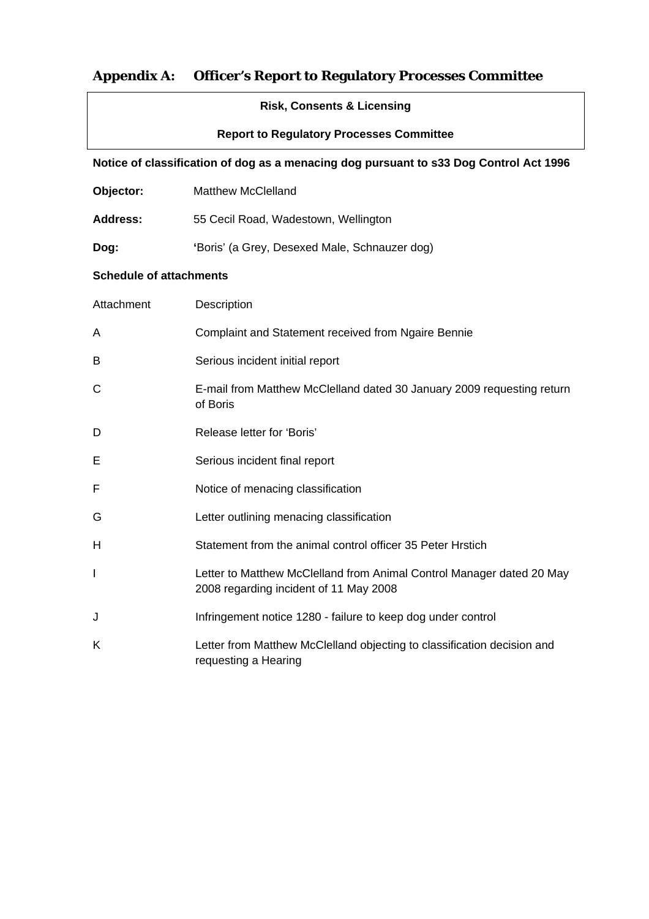## Appendix A: Officer's Report to Regulatory Processes Committee

**Risk, Consents & Licensing**

**Report to Regulatory Processes Committee**

**Notice of classification of dog as a menacing dog pursuant to s33 Dog Control Act 1996**

**Objector:** Matthew McClelland

**Address:** 55 Cecil Road, Wadestown, Wellington

**Dog:** 'Boris' (a Grey, Desexed Male, Schnauzer dog)

**Schedule of attachments**

| Attachment | Description |
|---|---|
| A | Complaint and Statement received from Ngaire Bennie |
| B | Serious incident initial report |
| C | E-mail from Matthew McClelland dated 30 January 2009 requesting return of Boris |
| D | Release letter for 'Boris' |
| E | Serious incident final report |
| F | Notice of menacing classification |
| G | Letter outlining menacing classification |
| H | Statement from the animal control officer 35 Peter Hrstich |
| I | Letter to Matthew McClelland from Animal Control Manager dated 20 May 2008 regarding incident of 11 May 2008 |
| J | Infringement notice 1280 - failure to keep dog under control |
| K | Letter from Matthew McClelland objecting to classification decision and requesting a Hearing |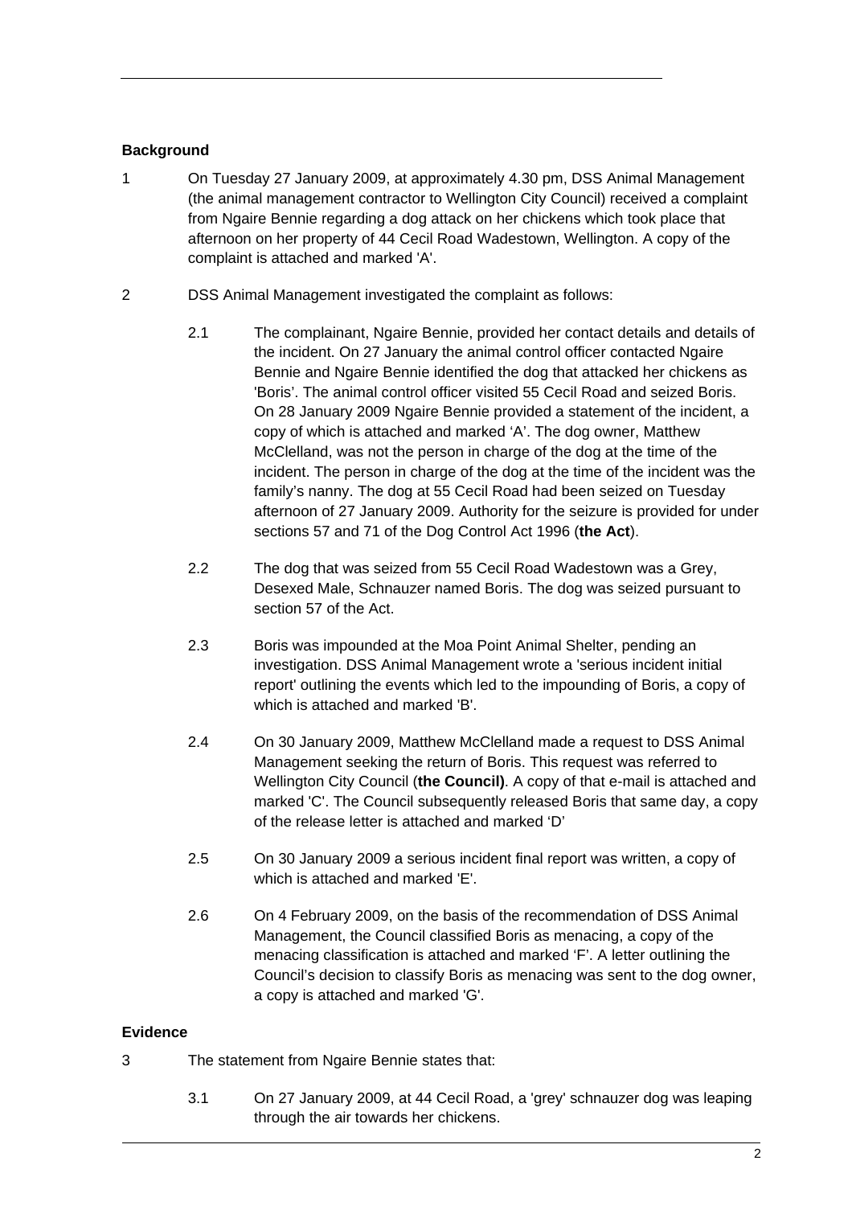**Background**

1 On Tuesday 27 January 2009, at approximately 4.30 pm, DSS Animal Management (the animal management contractor to Wellington City Council) received a complaint from Ngaire Bennie regarding a dog attack on her chickens which took place that afternoon on her property of 44 Cecil Road Wadestown, Wellington. A copy of the complaint is attached and marked 'A'.

2 DSS Animal Management investigated the complaint as follows:

2.1 The complainant, Ngaire Bennie, provided her contact details and details of the incident. On 27 January the animal control officer contacted Ngaire Bennie and Ngaire Bennie identified the dog that attacked her chickens as 'Boris'. The animal control officer visited 55 Cecil Road and seized Boris. On 28 January 2009 Ngaire Bennie provided a statement of the incident, a copy of which is attached and marked 'A'. The dog owner, Matthew McClelland, was not the person in charge of the dog at the time of the incident. The person in charge of the dog at the time of the incident was the family's nanny. The dog at 55 Cecil Road had been seized on Tuesday afternoon of 27 January 2009. Authority for the seizure is provided for under sections 57 and 71 of the Dog Control Act 1996 (**the Act**).

2.2 The dog that was seized from 55 Cecil Road Wadestown was a Grey, Desexed Male, Schnauzer named Boris. The dog was seized pursuant to section 57 of the Act.

2.3 Boris was impounded at the Moa Point Animal Shelter, pending an investigation. DSS Animal Management wrote a 'serious incident initial report' outlining the events which led to the impounding of Boris, a copy of which is attached and marked 'B'.

2.4 On 30 January 2009, Matthew McClelland made a request to DSS Animal Management seeking the return of Boris. This request was referred to Wellington City Council (**the Council)**. A copy of that e-mail is attached and marked 'C'. The Council subsequently released Boris that same day, a copy of the release letter is attached and marked 'D'

2.5 On 30 January 2009 a serious incident final report was written, a copy of which is attached and marked 'E'.

2.6 On 4 February 2009, on the basis of the recommendation of DSS Animal Management, the Council classified Boris as menacing, a copy of the menacing classification is attached and marked 'F'. A letter outlining the Council's decision to classify Boris as menacing was sent to the dog owner, a copy is attached and marked 'G'.

**Evidence**

3 The statement from Ngaire Bennie states that:

3.1 On 27 January 2009, at 44 Cecil Road, a 'grey' schnauzer dog was leaping through the air towards her chickens.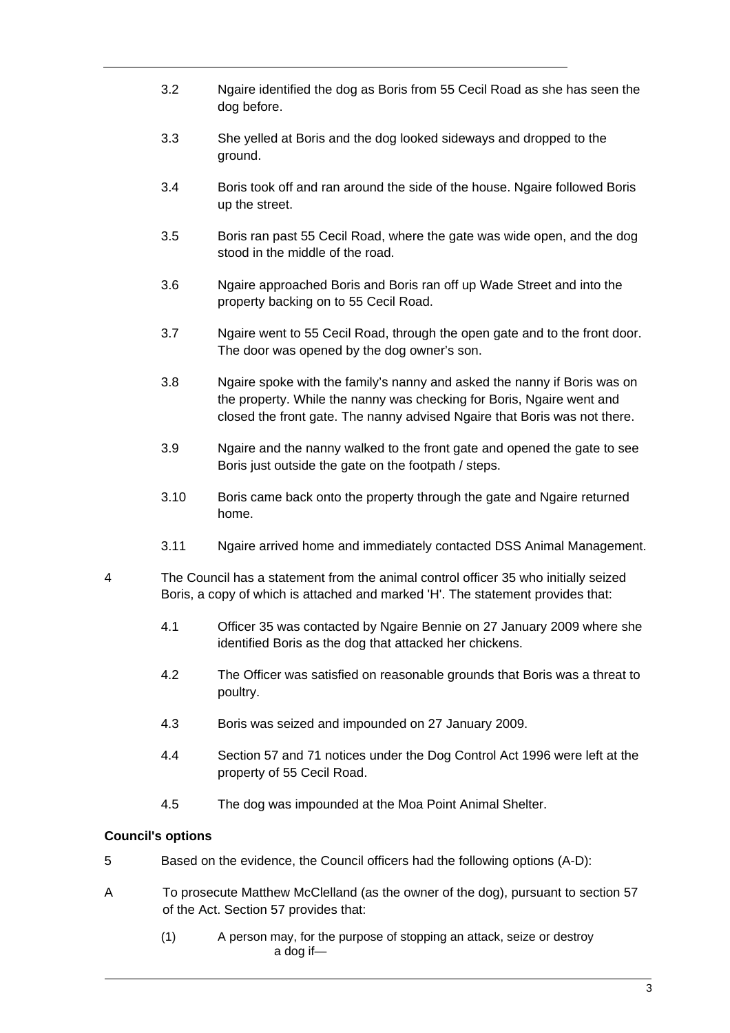3.2 Ngaire identified the dog as Boris from 55 Cecil Road as she has seen the dog before.

3.3 She yelled at Boris and the dog looked sideways and dropped to the ground.

3.4 Boris took off and ran around the side of the house. Ngaire followed Boris up the street.

3.5 Boris ran past 55 Cecil Road, where the gate was wide open, and the dog stood in the middle of the road.

3.6 Ngaire approached Boris and Boris ran off up Wade Street and into the property backing on to 55 Cecil Road.

3.7 Ngaire went to 55 Cecil Road, through the open gate and to the front door. The door was opened by the dog owner's son.

3.8 Ngaire spoke with the family's nanny and asked the nanny if Boris was on the property. While the nanny was checking for Boris, Ngaire went and closed the front gate. The nanny advised Ngaire that Boris was not there.

3.9 Ngaire and the nanny walked to the front gate and opened the gate to see Boris just outside the gate on the footpath / steps.

3.10 Boris came back onto the property through the gate and Ngaire returned home.

3.11 Ngaire arrived home and immediately contacted DSS Animal Management.

4 The Council has a statement from the animal control officer 35 who initially seized Boris, a copy of which is attached and marked 'H'. The statement provides that:

4.1 Officer 35 was contacted by Ngaire Bennie on 27 January 2009 where she identified Boris as the dog that attacked her chickens.

4.2 The Officer was satisfied on reasonable grounds that Boris was a threat to poultry.

4.3 Boris was seized and impounded on 27 January 2009.

4.4 Section 57 and 71 notices under the Dog Control Act 1996 were left at the property of 55 Cecil Road.

4.5 The dog was impounded at the Moa Point Animal Shelter.

**Council's options**

5 Based on the evidence, the Council officers had the following options (A-D):

A To prosecute Matthew McClelland (as the owner of the dog), pursuant to section 57 of the Act. Section 57 provides that:

(1) A person may, for the purpose of stopping an attack, seize or destroy a dog if—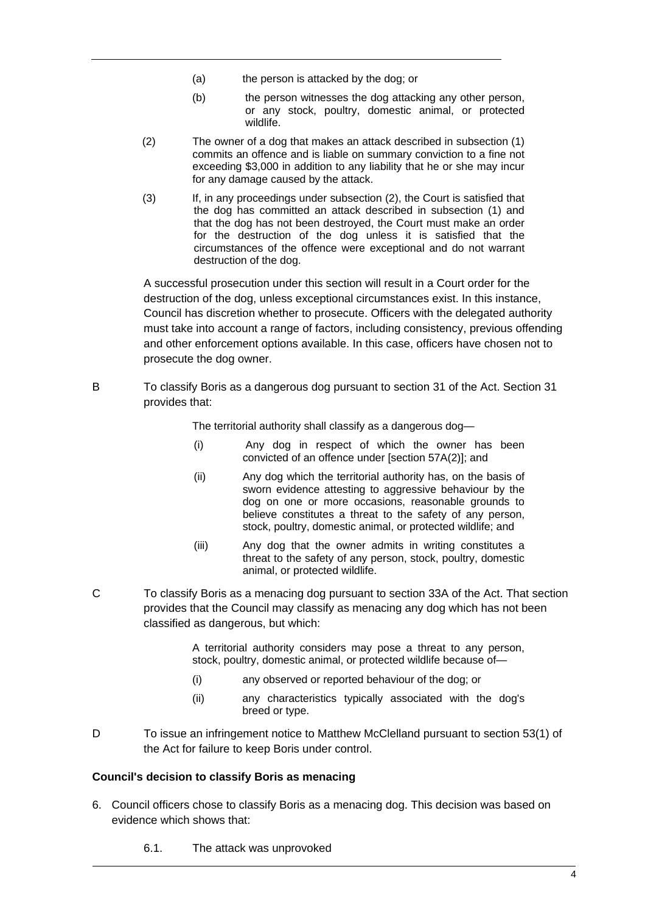(a) the person is attacked by the dog; or

(b) the person witnesses the dog attacking any other person, or any stock, poultry, domestic animal, or protected wildlife.

(2) The owner of a dog that makes an attack described in subsection (1) commits an offence and is liable on summary conviction to a fine not exceeding $3,000 in addition to any liability that he or she may incur for any damage caused by the attack.

(3) If, in any proceedings under subsection (2), the Court is satisfied that the dog has committed an attack described in subsection (1) and that the dog has not been destroyed, the Court must make an order for the destruction of the dog unless it is satisfied that the circumstances of the offence were exceptional and do not warrant destruction of the dog.

A successful prosecution under this section will result in a Court order for the destruction of the dog, unless exceptional circumstances exist. In this instance, Council has discretion whether to prosecute. Officers with the delegated authority must take into account a range of factors, including consistency, previous offending and other enforcement options available. In this case, officers have chosen not to prosecute the dog owner.

B To classify Boris as a dangerous dog pursuant to section 31 of the Act. Section 31 provides that:

> The territorial authority shall classify as a dangerous dog—
>
> (i) Any dog in respect of which the owner has been convicted of an offence under [section 57A(2)]; and
>
> (ii) Any dog which the territorial authority has, on the basis of sworn evidence attesting to aggressive behaviour by the dog on one or more occasions, reasonable grounds to believe constitutes a threat to the safety of any person, stock, poultry, domestic animal, or protected wildlife; and
>
> (iii) Any dog that the owner admits in writing constitutes a threat to the safety of any person, stock, poultry, domestic animal, or protected wildlife.

C To classify Boris as a menacing dog pursuant to section 33A of the Act. That section provides that the Council may classify as menacing any dog which has not been classified as dangerous, but which:

> A territorial authority considers may pose a threat to any person, stock, poultry, domestic animal, or protected wildlife because of—
>
> (i) any observed or reported behaviour of the dog; or
>
> (ii) any characteristics typically associated with the dog's breed or type.

D To issue an infringement notice to Matthew McClelland pursuant to section 53(1) of the Act for failure to keep Boris under control.

**Council's decision to classify Boris as menacing**

6. Council officers chose to classify Boris as a menacing dog. This decision was based on evidence which shows that:

   6.1. The attack was unprovoked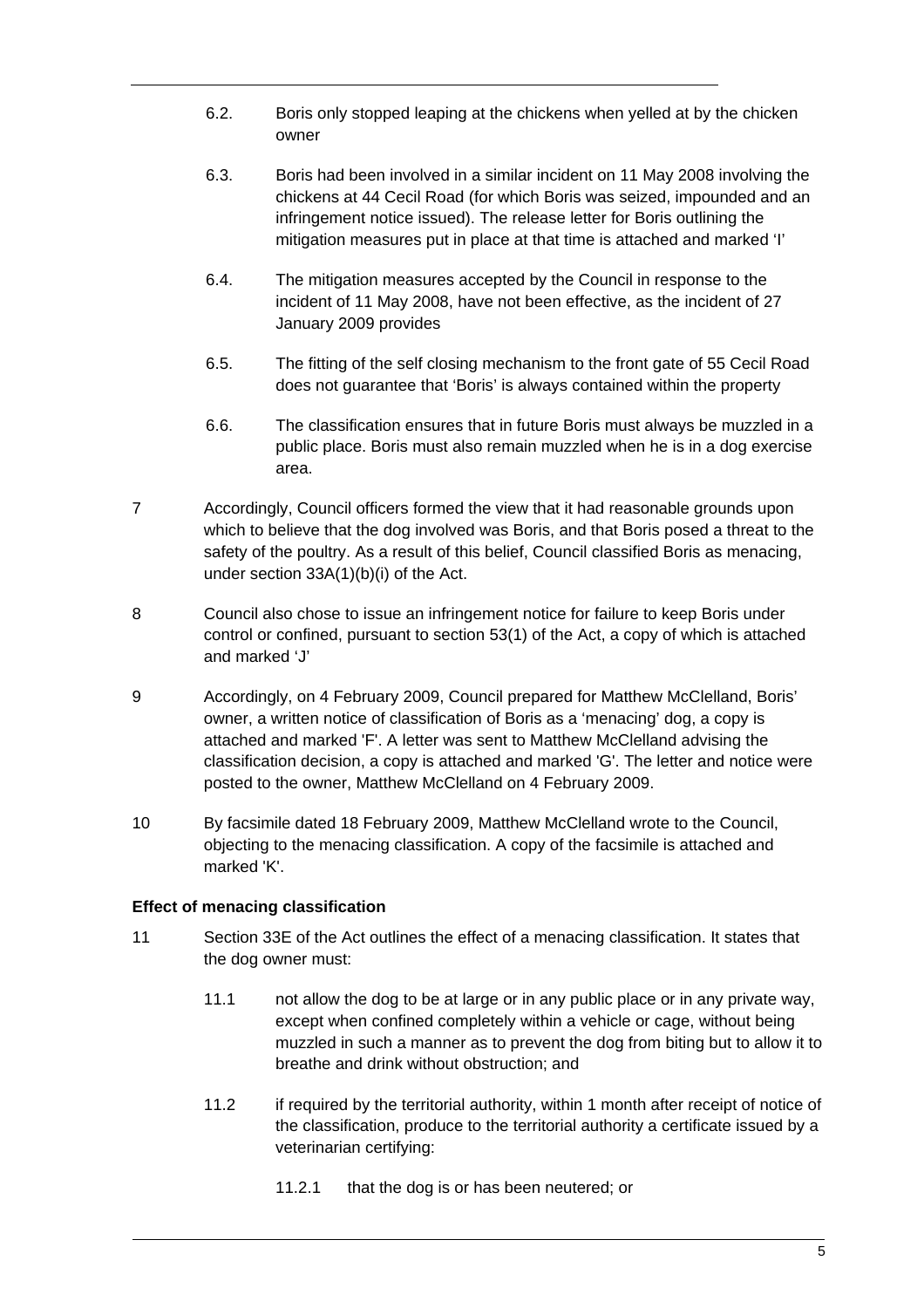6.2. Boris only stopped leaping at the chickens when yelled at by the chicken owner

6.3. Boris had been involved in a similar incident on 11 May 2008 involving the chickens at 44 Cecil Road (for which Boris was seized, impounded and an infringement notice issued). The release letter for Boris outlining the mitigation measures put in place at that time is attached and marked 'I'

6.4. The mitigation measures accepted by the Council in response to the incident of 11 May 2008, have not been effective, as the incident of 27 January 2009 provides

6.5. The fitting of the self closing mechanism to the front gate of 55 Cecil Road does not guarantee that 'Boris' is always contained within the property

6.6. The classification ensures that in future Boris must always be muzzled in a public place. Boris must also remain muzzled when he is in a dog exercise area.

7 Accordingly, Council officers formed the view that it had reasonable grounds upon which to believe that the dog involved was Boris, and that Boris posed a threat to the safety of the poultry. As a result of this belief, Council classified Boris as menacing, under section 33A(1)(b)(i) of the Act.

8 Council also chose to issue an infringement notice for failure to keep Boris under control or confined, pursuant to section 53(1) of the Act, a copy of which is attached and marked 'J'

9 Accordingly, on 4 February 2009, Council prepared for Matthew McClelland, Boris' owner, a written notice of classification of Boris as a 'menacing' dog, a copy is attached and marked 'F'. A letter was sent to Matthew McClelland advising the classification decision, a copy is attached and marked 'G'. The letter and notice were posted to the owner, Matthew McClelland on 4 February 2009.

10 By facsimile dated 18 February 2009, Matthew McClelland wrote to the Council, objecting to the menacing classification. A copy of the facsimile is attached and marked 'K'.

**Effect of menacing classification**

11 Section 33E of the Act outlines the effect of a menacing classification. It states that the dog owner must:

11.1 not allow the dog to be at large or in any public place or in any private way, except when confined completely within a vehicle or cage, without being muzzled in such a manner as to prevent the dog from biting but to allow it to breathe and drink without obstruction; and

11.2 if required by the territorial authority, within 1 month after receipt of notice of the classification, produce to the territorial authority a certificate issued by a veterinarian certifying:

11.2.1 that the dog is or has been neutered; or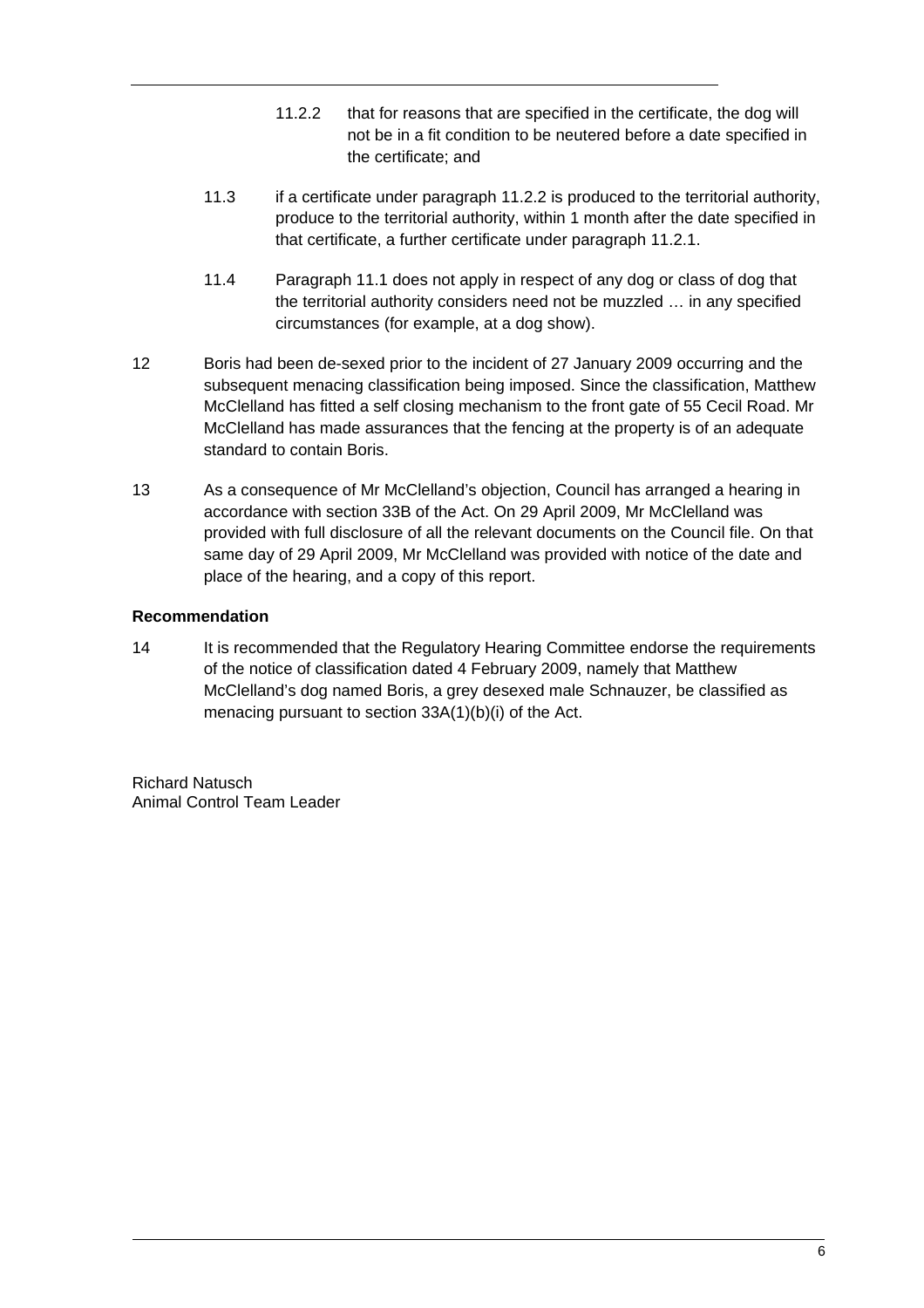11.2.2 that for reasons that are specified in the certificate, the dog will not be in a fit condition to be neutered before a date specified in the certificate; and

11.3 if a certificate under paragraph 11.2.2 is produced to the territorial authority, produce to the territorial authority, within 1 month after the date specified in that certificate, a further certificate under paragraph 11.2.1.

11.4 Paragraph 11.1 does not apply in respect of any dog or class of dog that the territorial authority considers need not be muzzled … in any specified circumstances (for example, at a dog show).

12 Boris had been de-sexed prior to the incident of 27 January 2009 occurring and the subsequent menacing classification being imposed. Since the classification, Matthew McClelland has fitted a self closing mechanism to the front gate of 55 Cecil Road. Mr McClelland has made assurances that the fencing at the property is of an adequate standard to contain Boris.

13 As a consequence of Mr McClelland's objection, Council has arranged a hearing in accordance with section 33B of the Act. On 29 April 2009, Mr McClelland was provided with full disclosure of all the relevant documents on the Council file. On that same day of 29 April 2009, Mr McClelland was provided with notice of the date and place of the hearing, and a copy of this report.

**Recommendation**

14 It is recommended that the Regulatory Hearing Committee endorse the requirements of the notice of classification dated 4 February 2009, namely that Matthew McClelland's dog named Boris, a grey desexed male Schnauzer, be classified as menacing pursuant to section 33A(1)(b)(i) of the Act.

Richard Natusch
Animal Control Team Leader